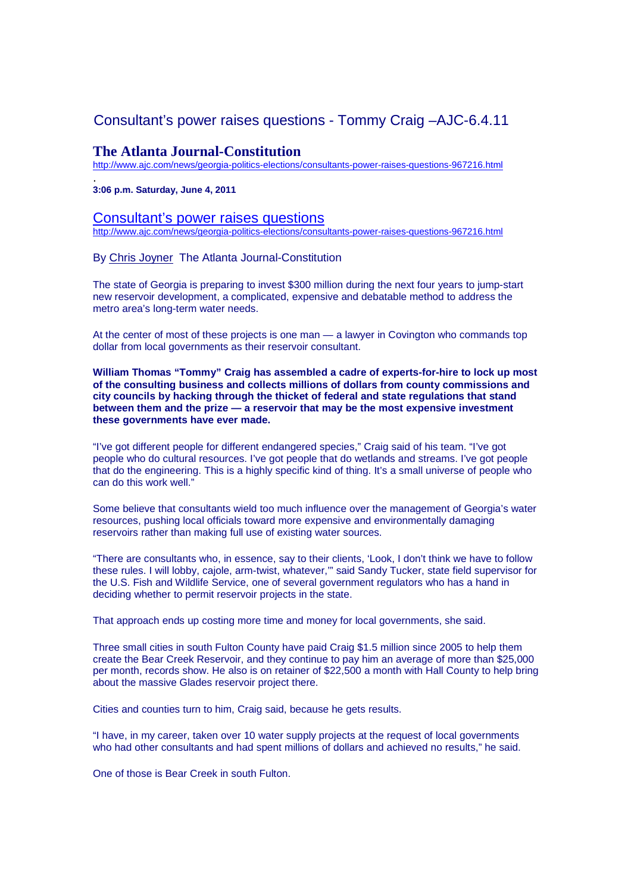# Consultant's power raises questions - Tommy Craig –AJC-6.4.11

## The Atlanta Journal-Constitution

http://www.ajc.com/news/georgia-politics-elections/consultants-power-raises-questions-967216.html

.

**3:06 p.m. Saturday, June 4, 2011**

## Consultant's power raises questions

http://www.ajc.com/news/georgia-politics-elections/consultants-power-raises-questions-967216.html

By Chris Joyner The Atlanta Journal-Constitution

The state of Georgia is preparing to invest $300 million during the next four years to jump-start new reservoir development, a complicated, expensive and debatable method to address the metro area's long-term water needs.

At the center of most of these projects is one man — a lawyer in Covington who commands top dollar from local governments as their reservoir consultant.

**William Thomas "Tommy" Craig has assembled a cadre of experts-for-hire to lock up most of the consulting business and collects millions of dollars from county commissions and city councils by hacking through the thicket of federal and state regulations that stand between them and the prize — a reservoir that may be the most expensive investment these governments have ever made.**

"I've got different people for different endangered species," Craig said of his team. "I've got people who do cultural resources. I've got people that do wetlands and streams. I've got people that do the engineering. This is a highly specific kind of thing. It's a small universe of people who can do this work well."

Some believe that consultants wield too much influence over the management of Georgia's water resources, pushing local officials toward more expensive and environmentally damaging reservoirs rather than making full use of existing water sources.

"There are consultants who, in essence, say to their clients, 'Look, I don't think we have to follow these rules. I will lobby, cajole, arm-twist, whatever,'" said Sandy Tucker, state field supervisor for the U.S. Fish and Wildlife Service, one of several government regulators who has a hand in deciding whether to permit reservoir projects in the state.

That approach ends up costing more time and money for local governments, she said.

Three small cities in south Fulton County have paid Craig $1.5 million since 2005 to help them create the Bear Creek Reservoir, and they continue to pay him an average of more than $25,000 per month, records show. He also is on retainer of $22,500 a month with Hall County to help bring about the massive Glades reservoir project there.

Cities and counties turn to him, Craig said, because he gets results.

"I have, in my career, taken over 10 water supply projects at the request of local governments who had other consultants and had spent millions of dollars and achieved no results," he said.

One of those is Bear Creek in south Fulton.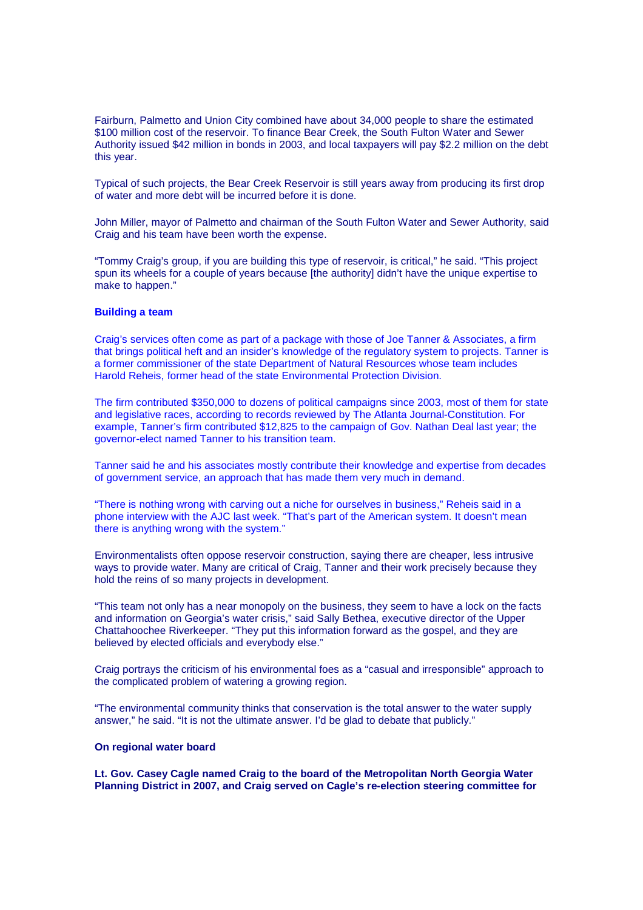Fairburn, Palmetto and Union City combined have about 34,000 people to share the estimated $100 million cost of the reservoir. To finance Bear Creek, the South Fulton Water and Sewer Authority issued $42 million in bonds in 2003, and local taxpayers will pay $2.2 million on the debt this year.

Typical of such projects, the Bear Creek Reservoir is still years away from producing its first drop of water and more debt will be incurred before it is done.

John Miller, mayor of Palmetto and chairman of the South Fulton Water and Sewer Authority, said Craig and his team have been worth the expense.

"Tommy Craig's group, if you are building this type of reservoir, is critical," he said. "This project spun its wheels for a couple of years because [the authority] didn't have the unique expertise to make to happen."

### Building a team

Craig's services often come as part of a package with those of Joe Tanner & Associates, a firm that brings political heft and an insider's knowledge of the regulatory system to projects. Tanner is a former commissioner of the state Department of Natural Resources whose team includes Harold Reheis, former head of the state Environmental Protection Division.

The firm contributed $350,000 to dozens of political campaigns since 2003, most of them for state and legislative races, according to records reviewed by The Atlanta Journal-Constitution. For example, Tanner's firm contributed $12,825 to the campaign of Gov. Nathan Deal last year; the governor-elect named Tanner to his transition team.

Tanner said he and his associates mostly contribute their knowledge and expertise from decades of government service, an approach that has made them very much in demand.

"There is nothing wrong with carving out a niche for ourselves in business," Reheis said in a phone interview with the AJC last week. "That's part of the American system. It doesn't mean there is anything wrong with the system."

Environmentalists often oppose reservoir construction, saying there are cheaper, less intrusive ways to provide water. Many are critical of Craig, Tanner and their work precisely because they hold the reins of so many projects in development.

"This team not only has a near monopoly on the business, they seem to have a lock on the facts and information on Georgia's water crisis," said Sally Bethea, executive director of the Upper Chattahoochee Riverkeeper. "They put this information forward as the gospel, and they are believed by elected officials and everybody else."

Craig portrays the criticism of his environmental foes as a "casual and irresponsible" approach to the complicated problem of watering a growing region.

"The environmental community thinks that conservation is the total answer to the water supply answer," he said. "It is not the ultimate answer. I'd be glad to debate that publicly."

### On regional water board

**Lt. Gov. Casey Cagle named Craig to the board of the Metropolitan North Georgia Water Planning District in 2007, and Craig served on Cagle's re-election steering committee for**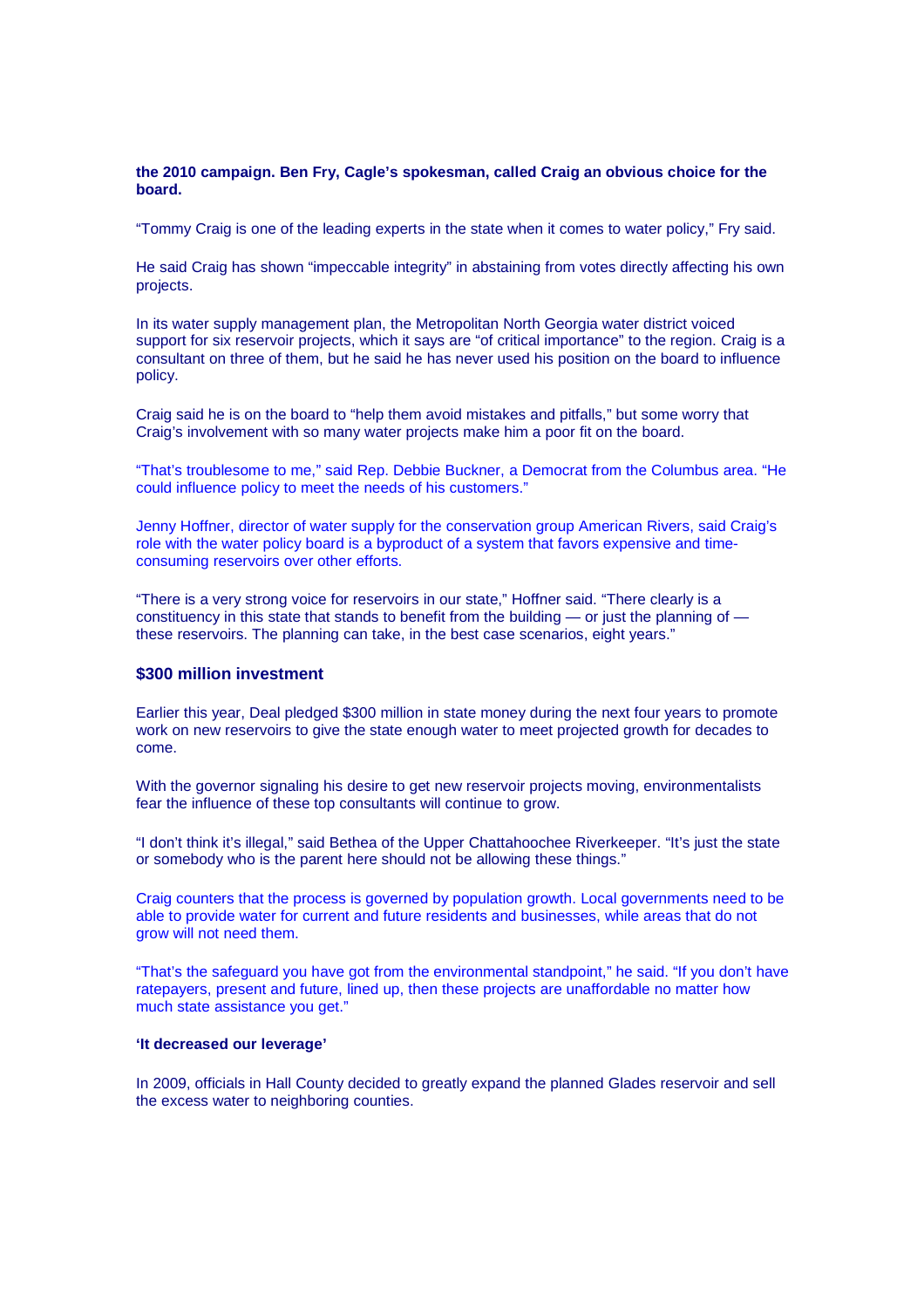**the 2010 campaign. Ben Fry, Cagle's spokesman, called Craig an obvious choice for the board.**

"Tommy Craig is one of the leading experts in the state when it comes to water policy," Fry said.

He said Craig has shown "impeccable integrity" in abstaining from votes directly affecting his own projects.

In its water supply management plan, the Metropolitan North Georgia water district voiced support for six reservoir projects, which it says are "of critical importance" to the region. Craig is a consultant on three of them, but he said he has never used his position on the board to influence policy.

Craig said he is on the board to "help them avoid mistakes and pitfalls," but some worry that Craig's involvement with so many water projects make him a poor fit on the board.

"That's troublesome to me," said Rep. Debbie Buckner, a Democrat from the Columbus area. "He could influence policy to meet the needs of his customers."

Jenny Hoffner, director of water supply for the conservation group American Rivers, said Craig's role with the water policy board is a byproduct of a system that favors expensive and time-consuming reservoirs over other efforts.

"There is a very strong voice for reservoirs in our state," Hoffner said. "There clearly is a constituency in this state that stands to benefit from the building — or just the planning of — these reservoirs. The planning can take, in the best case scenarios, eight years."

### $300 million investment

Earlier this year, Deal pledged $300 million in state money during the next four years to promote work on new reservoirs to give the state enough water to meet projected growth for decades to come.

With the governor signaling his desire to get new reservoir projects moving, environmentalists fear the influence of these top consultants will continue to grow.

"I don't think it's illegal," said Bethea of the Upper Chattahoochee Riverkeeper. "It's just the state or somebody who is the parent here should not be allowing these things."

Craig counters that the process is governed by population growth. Local governments need to be able to provide water for current and future residents and businesses, while areas that do not grow will not need them.

"That's the safeguard you have got from the environmental standpoint," he said. "If you don't have ratepayers, present and future, lined up, then these projects are unaffordable no matter how much state assistance you get."

#### 'It decreased our leverage'

In 2009, officials in Hall County decided to greatly expand the planned Glades reservoir and sell the excess water to neighboring counties.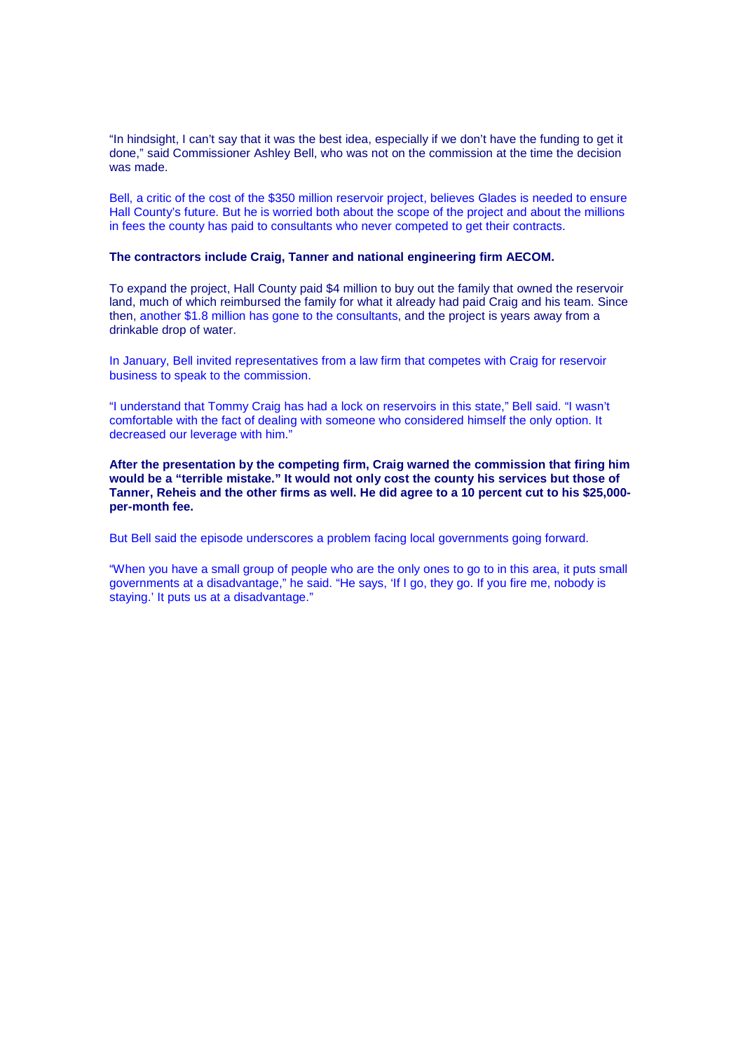"In hindsight, I can't say that it was the best idea, especially if we don't have the funding to get it done," said Commissioner Ashley Bell, who was not on the commission at the time the decision was made.

Bell, a critic of the cost of the $350 million reservoir project, believes Glades is needed to ensure Hall County's future. But he is worried both about the scope of the project and about the millions in fees the county has paid to consultants who never competed to get their contracts.

**The contractors include Craig, Tanner and national engineering firm AECOM.**

To expand the project, Hall County paid $4 million to buy out the family that owned the reservoir land, much of which reimbursed the family for what it already had paid Craig and his team. Since then, another $1.8 million has gone to the consultants, and the project is years away from a drinkable drop of water.

In January, Bell invited representatives from a law firm that competes with Craig for reservoir business to speak to the commission.

"I understand that Tommy Craig has had a lock on reservoirs in this state," Bell said. "I wasn't comfortable with the fact of dealing with someone who considered himself the only option. It decreased our leverage with him."

**After the presentation by the competing firm, Craig warned the commission that firing him would be a "terrible mistake." It would not only cost the county his services but those of Tanner, Reheis and the other firms as well. He did agree to a 10 percent cut to his $25,000-per-month fee.**

But Bell said the episode underscores a problem facing local governments going forward.

"When you have a small group of people who are the only ones to go to in this area, it puts small governments at a disadvantage," he said. "He says, 'If I go, they go. If you fire me, nobody is staying.' It puts us at a disadvantage."